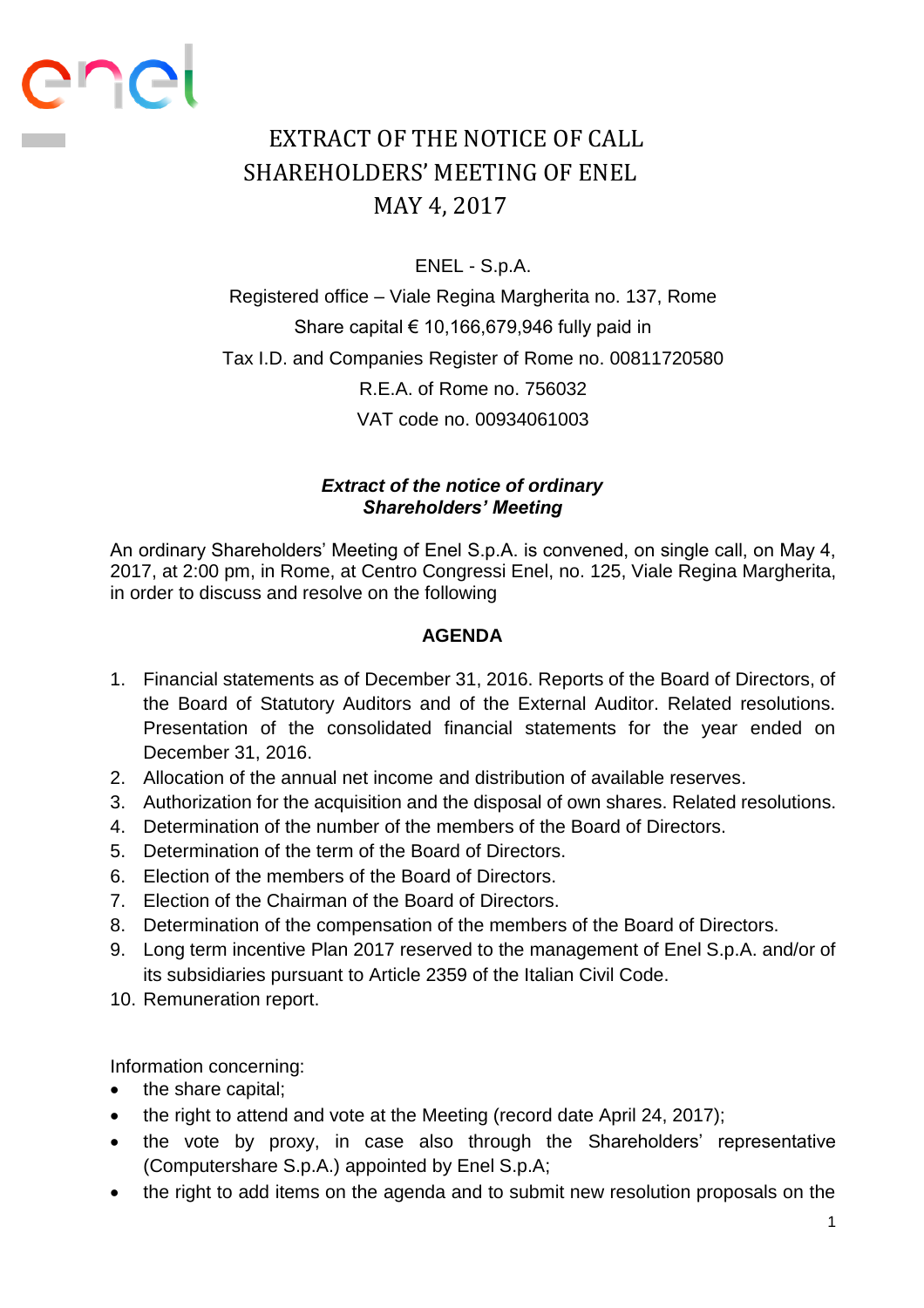# EXTRACT OF THE NOTICE OF CALL SHAREHOLDERS' MEETING OF ENEL MAY 4, 2017

ENEL - S.p.A.

Registered office – Viale Regina Margherita no. 137, Rome

Share capital € 10,166,679,946 fully paid in

Tax I.D. and Companies Register of Rome no. 00811720580

R.E.A. of Rome no. 756032

VAT code no. 00934061003

***Extract of the notice of ordinary Shareholders' Meeting***

An ordinary Shareholders' Meeting of Enel S.p.A. is convened, on single call, on May 4, 2017, at 2:00 pm, in Rome, at Centro Congressi Enel, no. 125, Viale Regina Margherita, in order to discuss and resolve on the following

**AGENDA**

1. Financial statements as of December 31, 2016. Reports of the Board of Directors, of the Board of Statutory Auditors and of the External Auditor. Related resolutions. Presentation of the consolidated financial statements for the year ended on December 31, 2016.
2. Allocation of the annual net income and distribution of available reserves.
3. Authorization for the acquisition and the disposal of own shares. Related resolutions.
4. Determination of the number of the members of the Board of Directors.
5. Determination of the term of the Board of Directors.
6. Election of the members of the Board of Directors.
7. Election of the Chairman of the Board of Directors.
8. Determination of the compensation of the members of the Board of Directors.
9. Long term incentive Plan 2017 reserved to the management of Enel S.p.A. and/or of its subsidiaries pursuant to Article 2359 of the Italian Civil Code.
10. Remuneration report.

Information concerning:

- the share capital;
- the right to attend and vote at the Meeting (record date April 24, 2017);
- the vote by proxy, in case also through the Shareholders' representative (Computershare S.p.A.) appointed by Enel S.p.A;
- the right to add items on the agenda and to submit new resolution proposals on the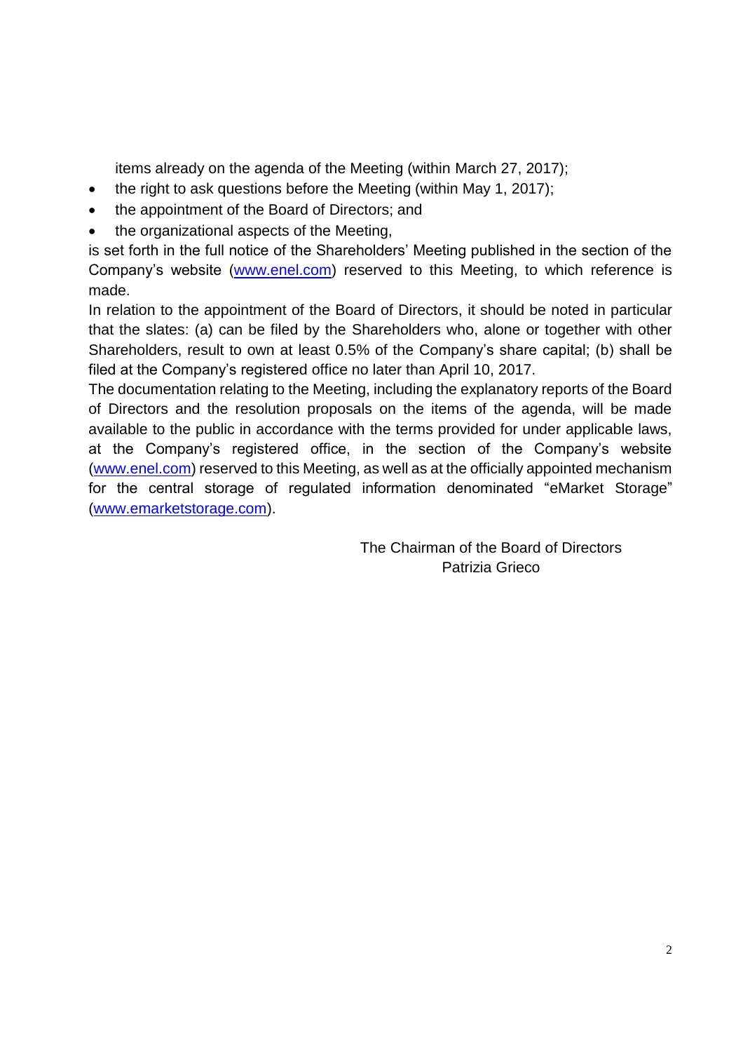items already on the agenda of the Meeting (within March 27, 2017);

- the right to ask questions before the Meeting (within May 1, 2017);
- the appointment of the Board of Directors; and
- the organizational aspects of the Meeting,

is set forth in the full notice of the Shareholders' Meeting published in the section of the Company's website (www.enel.com) reserved to this Meeting, to which reference is made.

In relation to the appointment of the Board of Directors, it should be noted in particular that the slates: (a) can be filed by the Shareholders who, alone or together with other Shareholders, result to own at least 0.5% of the Company's share capital; (b) shall be filed at the Company's registered office no later than April 10, 2017.

The documentation relating to the Meeting, including the explanatory reports of the Board of Directors and the resolution proposals on the items of the agenda, will be made available to the public in accordance with the terms provided for under applicable laws, at the Company's registered office, in the section of the Company's website (www.enel.com) reserved to this Meeting, as well as at the officially appointed mechanism for the central storage of regulated information denominated "eMarket Storage" (www.emarketstorage.com).

The Chairman of the Board of Directors
Patrizia Grieco